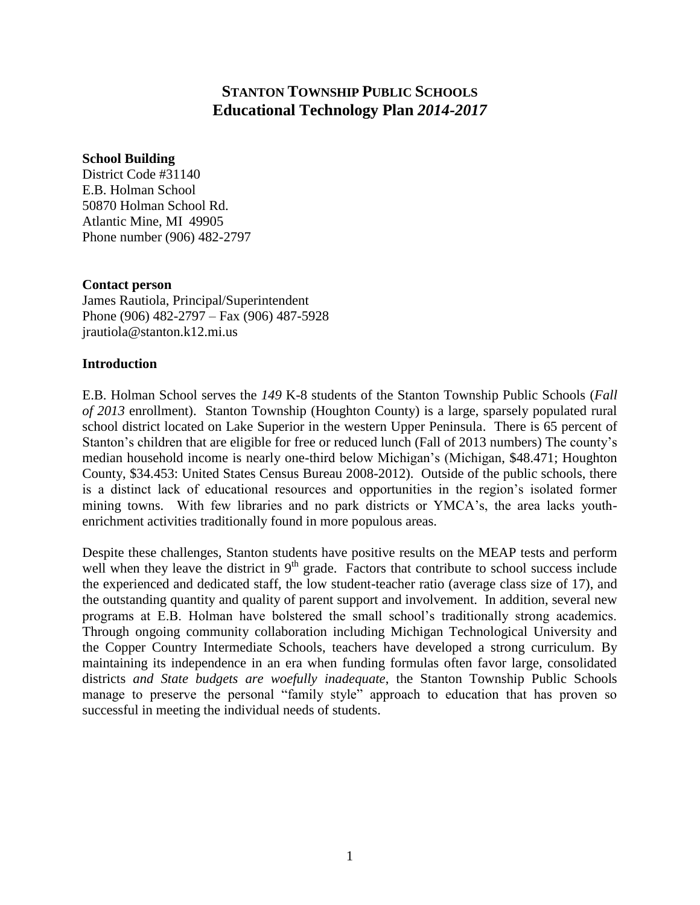# STANTON TOWNSHIP PUBLIC SCHOOLS
## Educational Technology Plan *2014-2017*

**School Building**
District Code #31140
E.B. Holman School
50870 Holman School Rd.
Atlantic Mine, MI 49905
Phone number (906) 482-2797

**Contact person**
James Rautiola, Principal/Superintendent
Phone (906) 482-2797 – Fax (906) 487-5928
jrautiola@stanton.k12.mi.us

**Introduction**

E.B. Holman School serves the *149* K-8 students of the Stanton Township Public Schools (*Fall of 2013* enrollment). Stanton Township (Houghton County) is a large, sparsely populated rural school district located on Lake Superior in the western Upper Peninsula. There is 65 percent of Stanton's children that are eligible for free or reduced lunch (Fall of 2013 numbers) The county's median household income is nearly one-third below Michigan's (Michigan, $48.471; Houghton County, $34.453: United States Census Bureau 2008-2012). Outside of the public schools, there is a distinct lack of educational resources and opportunities in the region's isolated former mining towns. With few libraries and no park districts or YMCA's, the area lacks youth-enrichment activities traditionally found in more populous areas.

Despite these challenges, Stanton students have positive results on the MEAP tests and perform well when they leave the district in 9th grade. Factors that contribute to school success include the experienced and dedicated staff, the low student-teacher ratio (average class size of 17), and the outstanding quantity and quality of parent support and involvement. In addition, several new programs at E.B. Holman have bolstered the small school's traditionally strong academics. Through ongoing community collaboration including Michigan Technological University and the Copper Country Intermediate Schools, teachers have developed a strong curriculum. By maintaining its independence in an era when funding formulas often favor large, consolidated districts *and State budgets are woefully inadequate*, the Stanton Township Public Schools manage to preserve the personal "family style" approach to education that has proven so successful in meeting the individual needs of students.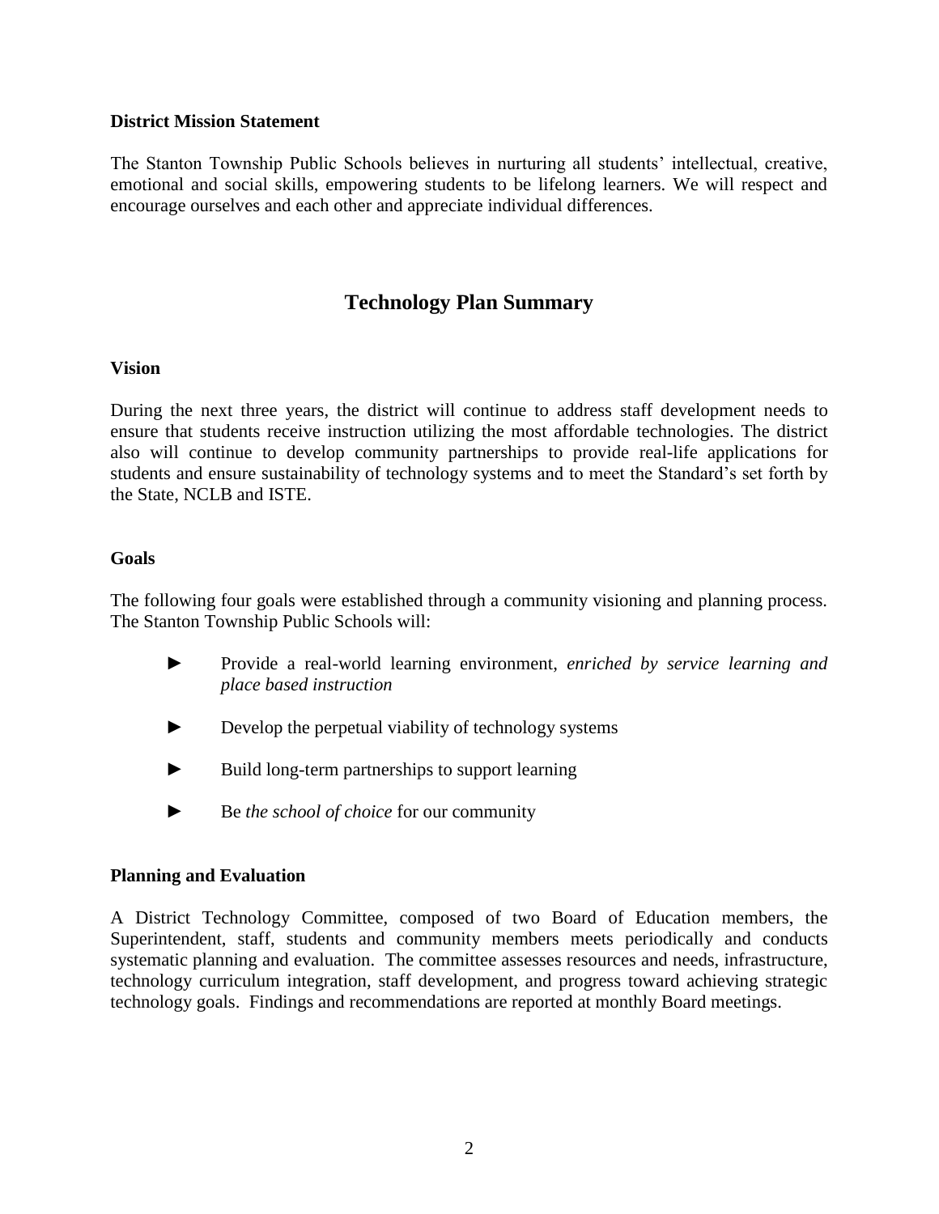**District Mission Statement**

The Stanton Township Public Schools believes in nurturing all students' intellectual, creative, emotional and social skills, empowering students to be lifelong learners. We will respect and encourage ourselves and each other and appreciate individual differences.

## Technology Plan Summary

**Vision**

During the next three years, the district will continue to address staff development needs to ensure that students receive instruction utilizing the most affordable technologies. The district also will continue to develop community partnerships to provide real-life applications for students and ensure sustainability of technology systems and to meet the Standard's set forth by the State, NCLB and ISTE.

**Goals**

The following four goals were established through a community visioning and planning process. The Stanton Township Public Schools will:

- ► Provide a real-world learning environment, *enriched by service learning and place based instruction*
- ► Develop the perpetual viability of technology systems
- ► Build long-term partnerships to support learning
- ► Be *the school of choice* for our community

**Planning and Evaluation**

A District Technology Committee, composed of two Board of Education members, the Superintendent, staff, students and community members meets periodically and conducts systematic planning and evaluation. The committee assesses resources and needs, infrastructure, technology curriculum integration, staff development, and progress toward achieving strategic technology goals. Findings and recommendations are reported at monthly Board meetings.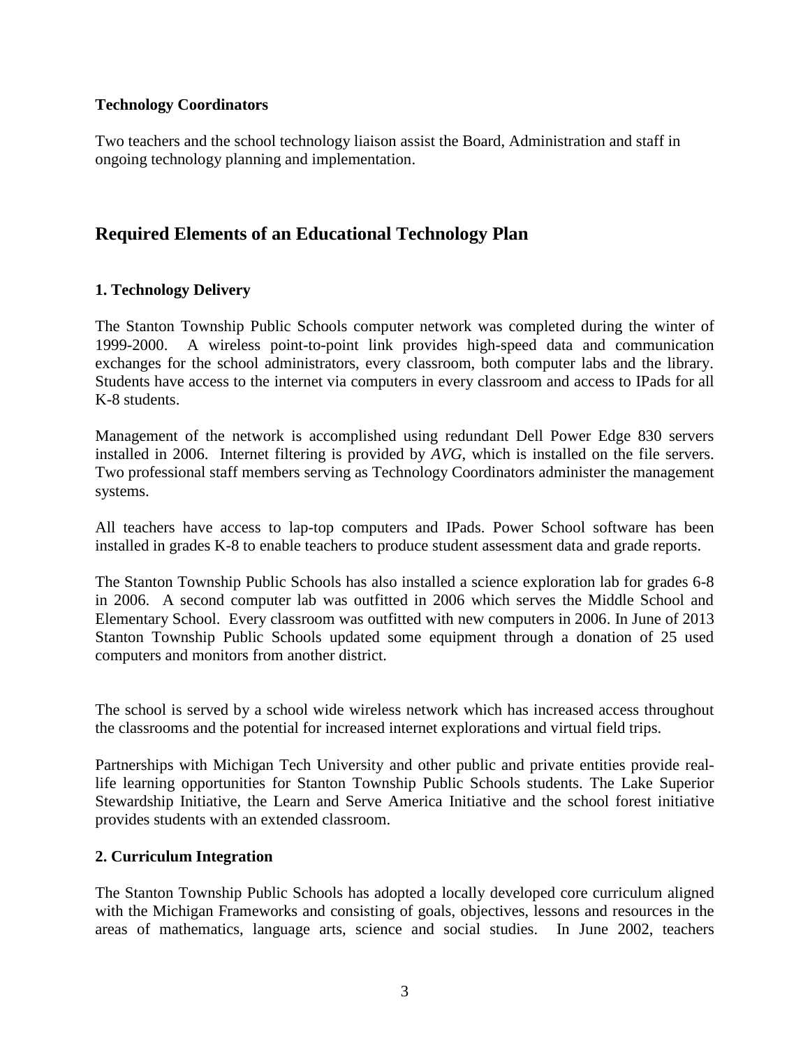**Technology Coordinators**

Two teachers and the school technology liaison assist the Board, Administration and staff in ongoing technology planning and implementation.

## Required Elements of an Educational Technology Plan

**1. Technology Delivery**

The Stanton Township Public Schools computer network was completed during the winter of 1999-2000. A wireless point-to-point link provides high-speed data and communication exchanges for the school administrators, every classroom, both computer labs and the library. Students have access to the internet via computers in every classroom and access to IPads for all K-8 students.

Management of the network is accomplished using redundant Dell Power Edge 830 servers installed in 2006. Internet filtering is provided by *AVG*, which is installed on the file servers. Two professional staff members serving as Technology Coordinators administer the management systems.

All teachers have access to lap-top computers and IPads. Power School software has been installed in grades K-8 to enable teachers to produce student assessment data and grade reports.

The Stanton Township Public Schools has also installed a science exploration lab for grades 6-8 in 2006. A second computer lab was outfitted in 2006 which serves the Middle School and Elementary School. Every classroom was outfitted with new computers in 2006. In June of 2013 Stanton Township Public Schools updated some equipment through a donation of 25 used computers and monitors from another district.

The school is served by a school wide wireless network which has increased access throughout the classrooms and the potential for increased internet explorations and virtual field trips.

Partnerships with Michigan Tech University and other public and private entities provide real-life learning opportunities for Stanton Township Public Schools students. The Lake Superior Stewardship Initiative, the Learn and Serve America Initiative and the school forest initiative provides students with an extended classroom.

**2. Curriculum Integration**

The Stanton Township Public Schools has adopted a locally developed core curriculum aligned with the Michigan Frameworks and consisting of goals, objectives, lessons and resources in the areas of mathematics, language arts, science and social studies. In June 2002, teachers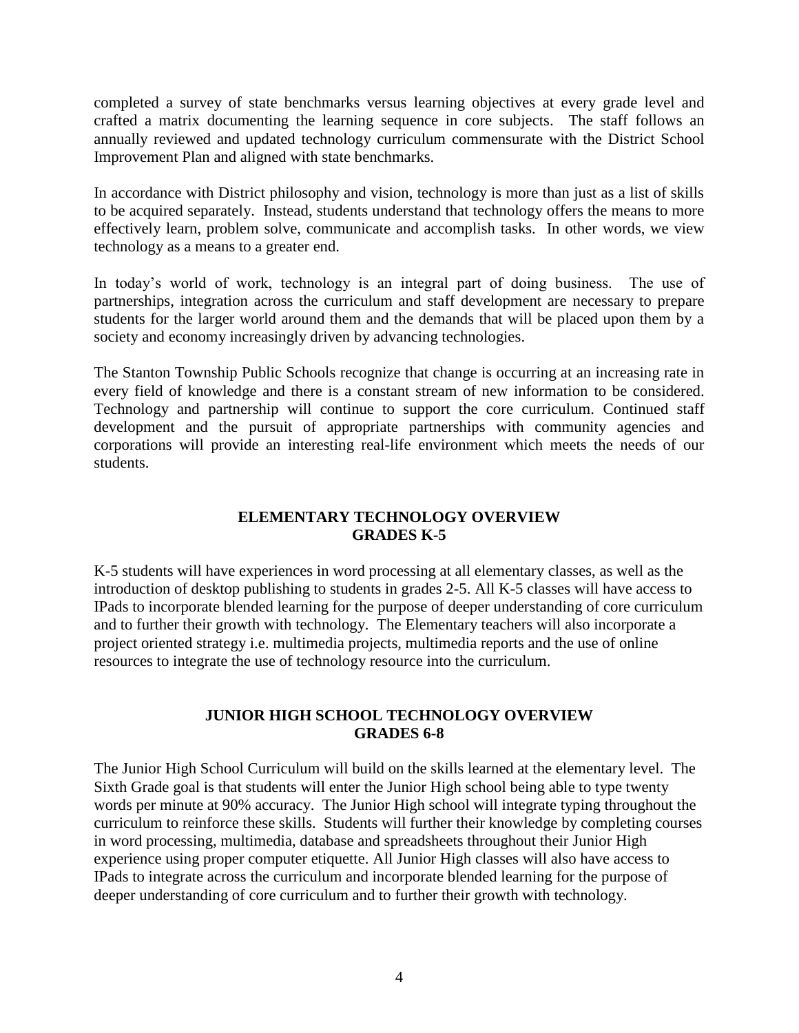completed a survey of state benchmarks versus learning objectives at every grade level and crafted a matrix documenting the learning sequence in core subjects. The staff follows an annually reviewed and updated technology curriculum commensurate with the District School Improvement Plan and aligned with state benchmarks.

In accordance with District philosophy and vision, technology is more than just as a list of skills to be acquired separately. Instead, students understand that technology offers the means to more effectively learn, problem solve, communicate and accomplish tasks. In other words, we view technology as a means to a greater end.

In today's world of work, technology is an integral part of doing business. The use of partnerships, integration across the curriculum and staff development are necessary to prepare students for the larger world around them and the demands that will be placed upon them by a society and economy increasingly driven by advancing technologies.

The Stanton Township Public Schools recognize that change is occurring at an increasing rate in every field of knowledge and there is a constant stream of new information to be considered. Technology and partnership will continue to support the core curriculum. Continued staff development and the pursuit of appropriate partnerships with community agencies and corporations will provide an interesting real-life environment which meets the needs of our students.

## ELEMENTARY TECHNOLOGY OVERVIEW
## GRADES K-5

K-5 students will have experiences in word processing at all elementary classes, as well as the introduction of desktop publishing to students in grades 2-5. All K-5 classes will have access to IPads to incorporate blended learning for the purpose of deeper understanding of core curriculum and to further their growth with technology. The Elementary teachers will also incorporate a project oriented strategy i.e. multimedia projects, multimedia reports and the use of online resources to integrate the use of technology resource into the curriculum.

## JUNIOR HIGH SCHOOL TECHNOLOGY OVERVIEW
## GRADES 6-8

The Junior High School Curriculum will build on the skills learned at the elementary level. The Sixth Grade goal is that students will enter the Junior High school being able to type twenty words per minute at 90% accuracy. The Junior High school will integrate typing throughout the curriculum to reinforce these skills. Students will further their knowledge by completing courses in word processing, multimedia, database and spreadsheets throughout their Junior High experience using proper computer etiquette. All Junior High classes will also have access to IPads to integrate across the curriculum and incorporate blended learning for the purpose of deeper understanding of core curriculum and to further their growth with technology.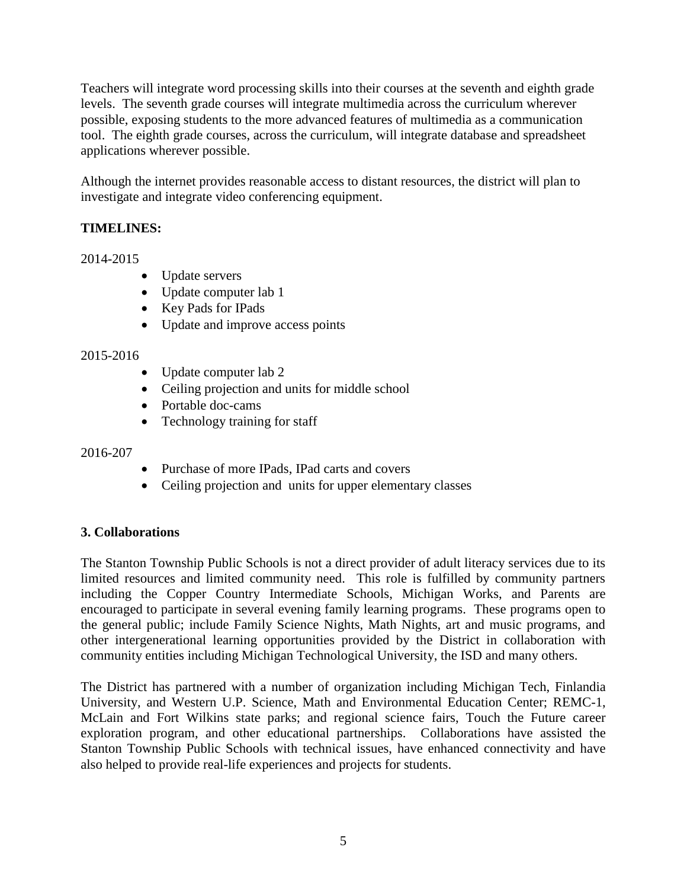Teachers will integrate word processing skills into their courses at the seventh and eighth grade levels. The seventh grade courses will integrate multimedia across the curriculum wherever possible, exposing students to the more advanced features of multimedia as a communication tool. The eighth grade courses, across the curriculum, will integrate database and spreadsheet applications wherever possible.

Although the internet provides reasonable access to distant resources, the district will plan to investigate and integrate video conferencing equipment.

**TIMELINES:**

2014-2015

- Update servers
- Update computer lab 1
- Key Pads for IPads
- Update and improve access points

2015-2016

- Update computer lab 2
- Ceiling projection and units for middle school
- Portable doc-cams
- Technology training for staff

2016-207

- Purchase of more IPads, IPad carts and covers
- Ceiling projection and units for upper elementary classes

### 3. Collaborations

The Stanton Township Public Schools is not a direct provider of adult literacy services due to its limited resources and limited community need. This role is fulfilled by community partners including the Copper Country Intermediate Schools, Michigan Works, and Parents are encouraged to participate in several evening family learning programs. These programs open to the general public; include Family Science Nights, Math Nights, art and music programs, and other intergenerational learning opportunities provided by the District in collaboration with community entities including Michigan Technological University, the ISD and many others.

The District has partnered with a number of organization including Michigan Tech, Finlandia University, and Western U.P. Science, Math and Environmental Education Center; REMC-1, McLain and Fort Wilkins state parks; and regional science fairs, Touch the Future career exploration program, and other educational partnerships. Collaborations have assisted the Stanton Township Public Schools with technical issues, have enhanced connectivity and have also helped to provide real-life experiences and projects for students.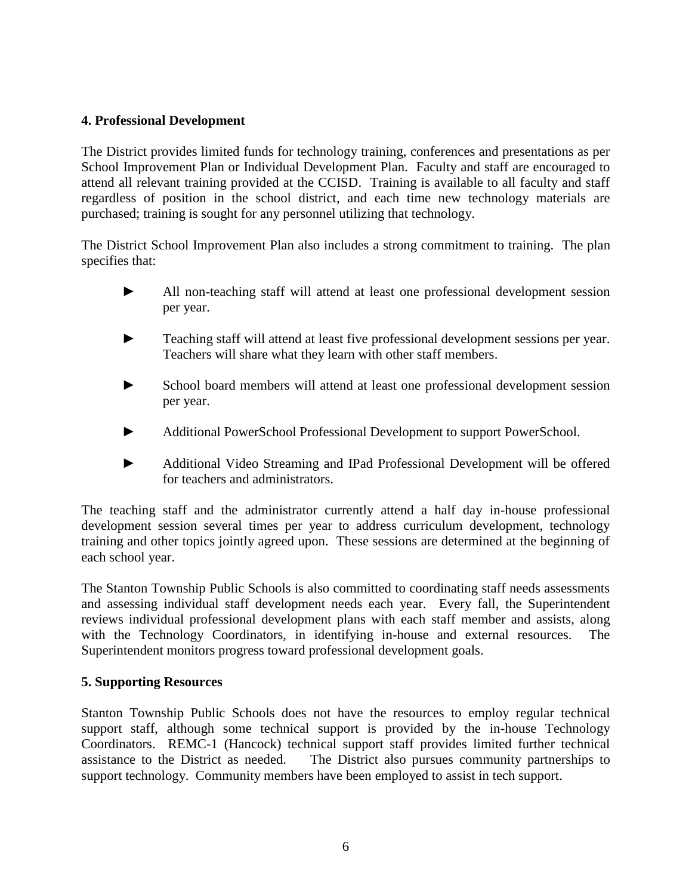**4. Professional Development**

The District provides limited funds for technology training, conferences and presentations as per School Improvement Plan or Individual Development Plan. Faculty and staff are encouraged to attend all relevant training provided at the CCISD. Training is available to all faculty and staff regardless of position in the school district, and each time new technology materials are purchased; training is sought for any personnel utilizing that technology.

The District School Improvement Plan also includes a strong commitment to training. The plan specifies that:

- ► All non-teaching staff will attend at least one professional development session per year.
- ► Teaching staff will attend at least five professional development sessions per year. Teachers will share what they learn with other staff members.
- ► School board members will attend at least one professional development session per year.
- ► Additional PowerSchool Professional Development to support PowerSchool.
- ► Additional Video Streaming and IPad Professional Development will be offered for teachers and administrators.

The teaching staff and the administrator currently attend a half day in-house professional development session several times per year to address curriculum development, technology training and other topics jointly agreed upon. These sessions are determined at the beginning of each school year.

The Stanton Township Public Schools is also committed to coordinating staff needs assessments and assessing individual staff development needs each year. Every fall, the Superintendent reviews individual professional development plans with each staff member and assists, along with the Technology Coordinators, in identifying in-house and external resources. The Superintendent monitors progress toward professional development goals.

**5. Supporting Resources**

Stanton Township Public Schools does not have the resources to employ regular technical support staff, although some technical support is provided by the in-house Technology Coordinators. REMC-1 (Hancock) technical support staff provides limited further technical assistance to the District as needed. The District also pursues community partnerships to support technology. Community members have been employed to assist in tech support.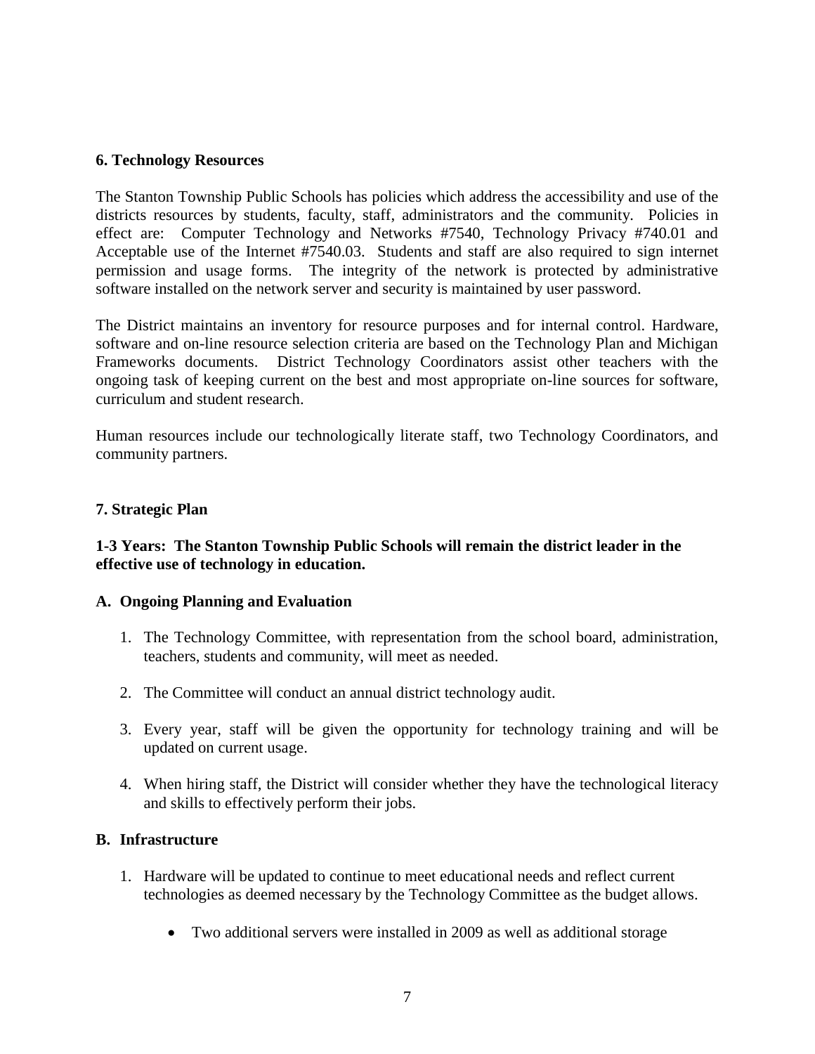## 6. Technology Resources

The Stanton Township Public Schools has policies which address the accessibility and use of the districts resources by students, faculty, staff, administrators and the community. Policies in effect are: Computer Technology and Networks #7540, Technology Privacy #740.01 and Acceptable use of the Internet #7540.03. Students and staff are also required to sign internet permission and usage forms. The integrity of the network is protected by administrative software installed on the network server and security is maintained by user password.

The District maintains an inventory for resource purposes and for internal control. Hardware, software and on-line resource selection criteria are based on the Technology Plan and Michigan Frameworks documents. District Technology Coordinators assist other teachers with the ongoing task of keeping current on the best and most appropriate on-line sources for software, curriculum and student research.

Human resources include our technologically literate staff, two Technology Coordinators, and community partners.

## 7. Strategic Plan

**1-3 Years: The Stanton Township Public Schools will remain the district leader in the effective use of technology in education.**

### A. Ongoing Planning and Evaluation

1. The Technology Committee, with representation from the school board, administration, teachers, students and community, will meet as needed.
2. The Committee will conduct an annual district technology audit.
3. Every year, staff will be given the opportunity for technology training and will be updated on current usage.
4. When hiring staff, the District will consider whether they have the technological literacy and skills to effectively perform their jobs.

### B. Infrastructure

1. Hardware will be updated to continue to meet educational needs and reflect current technologies as deemed necessary by the Technology Committee as the budget allows.
   - Two additional servers were installed in 2009 as well as additional storage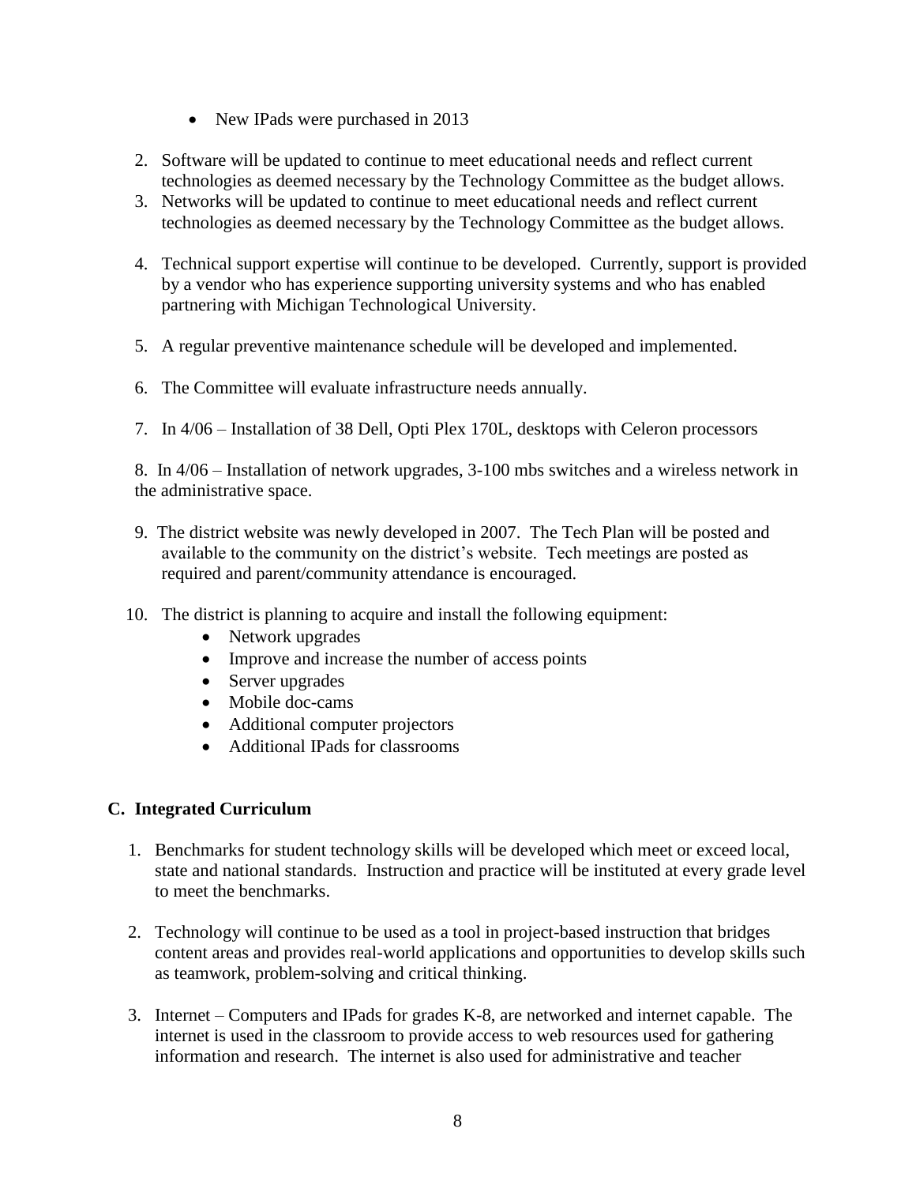- New IPads were purchased in 2013

2. Software will be updated to continue to meet educational needs and reflect current technologies as deemed necessary by the Technology Committee as the budget allows.
3. Networks will be updated to continue to meet educational needs and reflect current technologies as deemed necessary by the Technology Committee as the budget allows.
4. Technical support expertise will continue to be developed. Currently, support is provided by a vendor who has experience supporting university systems and who has enabled partnering with Michigan Technological University.
5. A regular preventive maintenance schedule will be developed and implemented.
6. The Committee will evaluate infrastructure needs annually.
7. In 4/06 – Installation of 38 Dell, Opti Plex 170L, desktops with Celeron processors
8. In 4/06 – Installation of network upgrades, 3-100 mbs switches and a wireless network in the administrative space.
9. The district website was newly developed in 2007. The Tech Plan will be posted and available to the community on the district's website. Tech meetings are posted as required and parent/community attendance is encouraged.
10. The district is planning to acquire and install the following equipment:
    - Network upgrades
    - Improve and increase the number of access points
    - Server upgrades
    - Mobile doc-cams
    - Additional computer projectors
    - Additional IPads for classrooms

## C. Integrated Curriculum

1. Benchmarks for student technology skills will be developed which meet or exceed local, state and national standards. Instruction and practice will be instituted at every grade level to meet the benchmarks.
2. Technology will continue to be used as a tool in project-based instruction that bridges content areas and provides real-world applications and opportunities to develop skills such as teamwork, problem-solving and critical thinking.
3. Internet – Computers and IPads for grades K-8, are networked and internet capable. The internet is used in the classroom to provide access to web resources used for gathering information and research. The internet is also used for administrative and teacher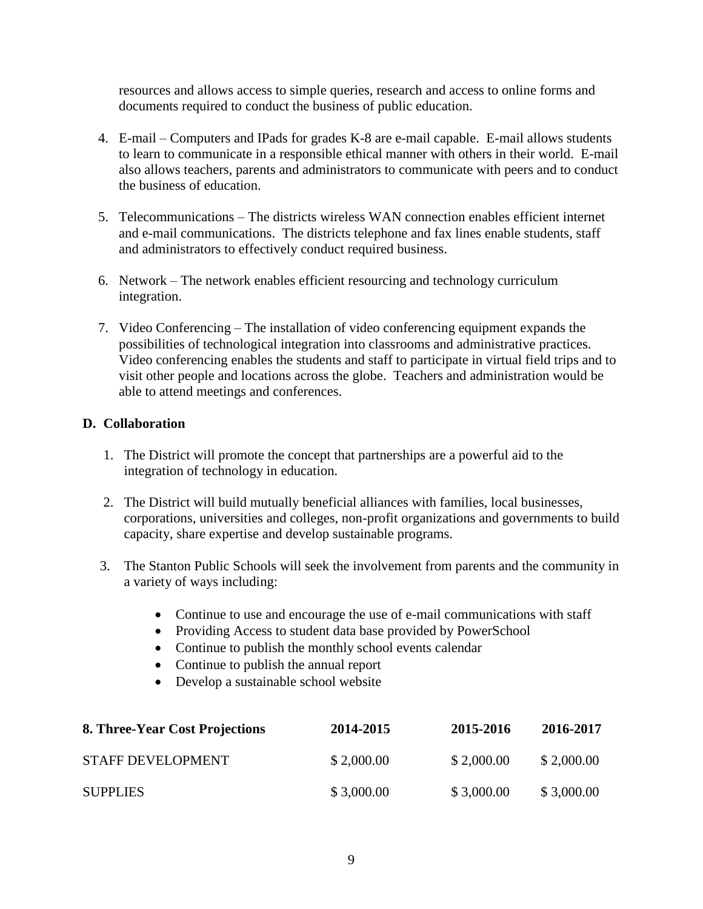resources and allows access to simple queries, research and access to online forms and documents required to conduct the business of public education.

4. E-mail – Computers and IPads for grades K-8 are e-mail capable. E-mail allows students to learn to communicate in a responsible ethical manner with others in their world. E-mail also allows teachers, parents and administrators to communicate with peers and to conduct the business of education.

5. Telecommunications – The districts wireless WAN connection enables efficient internet and e-mail communications. The districts telephone and fax lines enable students, staff and administrators to effectively conduct required business.

6. Network – The network enables efficient resourcing and technology curriculum integration.

7. Video Conferencing – The installation of video conferencing equipment expands the possibilities of technological integration into classrooms and administrative practices. Video conferencing enables the students and staff to participate in virtual field trips and to visit other people and locations across the globe. Teachers and administration would be able to attend meetings and conferences.

## D. Collaboration

1. The District will promote the concept that partnerships are a powerful aid to the integration of technology in education.

2. The District will build mutually beneficial alliances with families, local businesses, corporations, universities and colleges, non-profit organizations and governments to build capacity, share expertise and develop sustainable programs.

3. The Stanton Public Schools will seek the involvement from parents and the community in a variety of ways including:

   - Continue to use and encourage the use of e-mail communications with staff
   - Providing Access to student data base provided by PowerSchool
   - Continue to publish the monthly school events calendar
   - Continue to publish the annual report
   - Develop a sustainable school website

| **8. Three-Year Cost Projections** | **2014-2015** | **2015-2016** | **2016-2017** |
|---|---|---|---|
| STAFF DEVELOPMENT | $ 2,000.00 | $ 2,000.00 | $ 2,000.00 |
| SUPPLIES | $ 3,000.00 | $ 3,000.00 | $ 3,000.00 |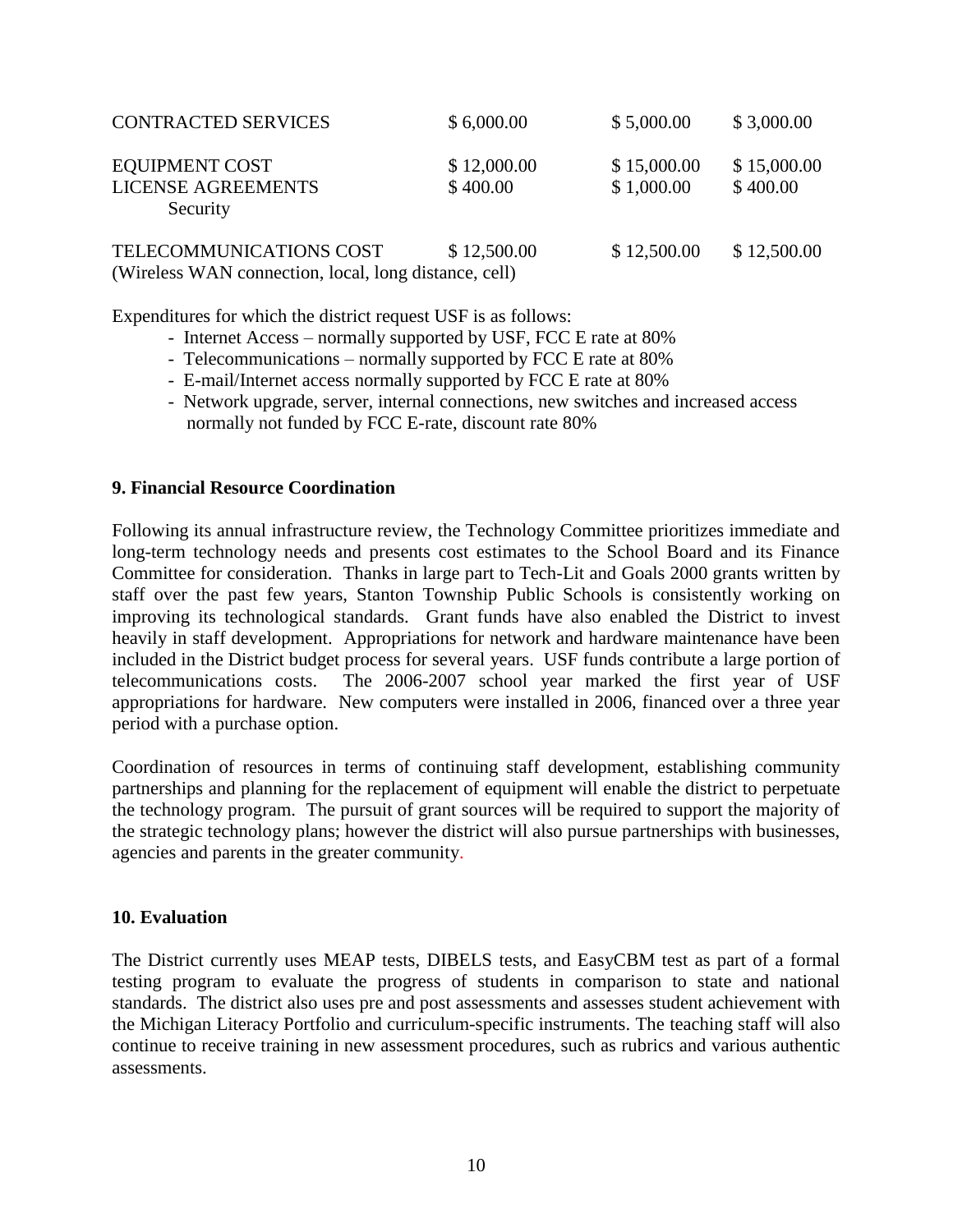| | | | |
|---|---|---|---|
| CONTRACTED SERVICES | $ 6,000.00 | $ 5,000.00 | $ 3,000.00 |
| EQUIPMENT COST | $ 12,000.00 | $ 15,000.00 | $ 15,000.00 |
| LICENSE AGREEMENTS | $ 400.00 | $ 1,000.00 | $ 400.00 |
| Security | | | |
| TELECOMMUNICATIONS COST (Wireless WAN connection, local, long distance, cell) | $ 12,500.00 | $ 12,500.00 | $ 12,500.00 |

Expenditures for which the district request USF is as follows:

- Internet Access – normally supported by USF, FCC E rate at 80%
- Telecommunications – normally supported by FCC E rate at 80%
- E-mail/Internet access normally supported by FCC E rate at 80%
- Network upgrade, server, internal connections, new switches and increased access normally not funded by FCC E-rate, discount rate 80%

### 9. Financial Resource Coordination

Following its annual infrastructure review, the Technology Committee prioritizes immediate and long-term technology needs and presents cost estimates to the School Board and its Finance Committee for consideration. Thanks in large part to Tech-Lit and Goals 2000 grants written by staff over the past few years, Stanton Township Public Schools is consistently working on improving its technological standards. Grant funds have also enabled the District to invest heavily in staff development. Appropriations for network and hardware maintenance have been included in the District budget process for several years. USF funds contribute a large portion of telecommunications costs. The 2006-2007 school year marked the first year of USF appropriations for hardware. New computers were installed in 2006, financed over a three year period with a purchase option.

Coordination of resources in terms of continuing staff development, establishing community partnerships and planning for the replacement of equipment will enable the district to perpetuate the technology program. The pursuit of grant sources will be required to support the majority of the strategic technology plans; however the district will also pursue partnerships with businesses, agencies and parents in the greater community.

### 10. Evaluation

The District currently uses MEAP tests, DIBELS tests, and EasyCBM test as part of a formal testing program to evaluate the progress of students in comparison to state and national standards. The district also uses pre and post assessments and assesses student achievement with the Michigan Literacy Portfolio and curriculum-specific instruments. The teaching staff will also continue to receive training in new assessment procedures, such as rubrics and various authentic assessments.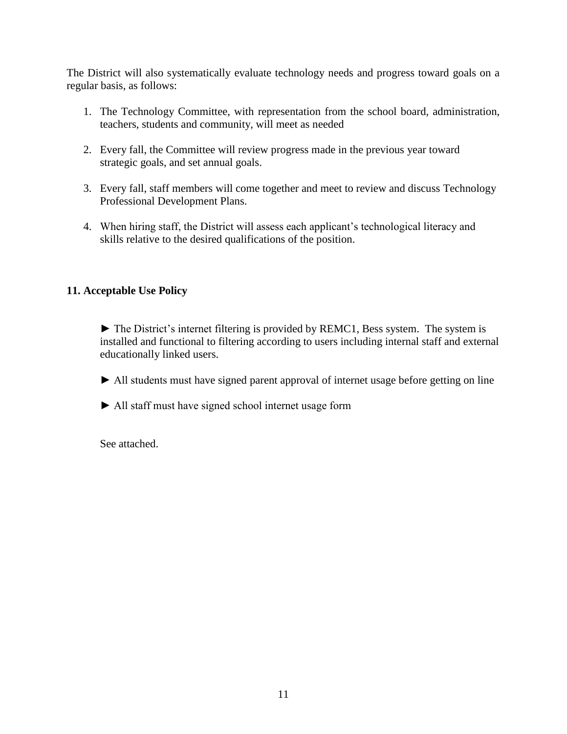The District will also systematically evaluate technology needs and progress toward goals on a regular basis, as follows:

1. The Technology Committee, with representation from the school board, administration, teachers, students and community, will meet as needed

2. Every fall, the Committee will review progress made in the previous year toward strategic goals, and set annual goals.

3. Every fall, staff members will come together and meet to review and discuss Technology Professional Development Plans.

4. When hiring staff, the District will assess each applicant's technological literacy and skills relative to the desired qualifications of the position.

### 11. Acceptable Use Policy

► The District's internet filtering is provided by REMC1, Bess system. The system is installed and functional to filtering according to users including internal staff and external educationally linked users.

► All students must have signed parent approval of internet usage before getting on line

► All staff must have signed school internet usage form

See attached.